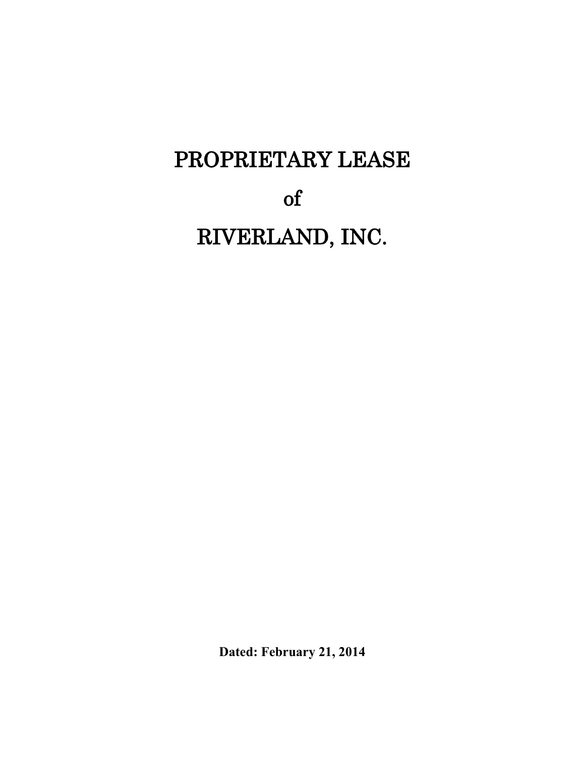# PROPRIETARY LEASE

# of

# RIVERLAND, INC.

**Dated: February 21, 2014**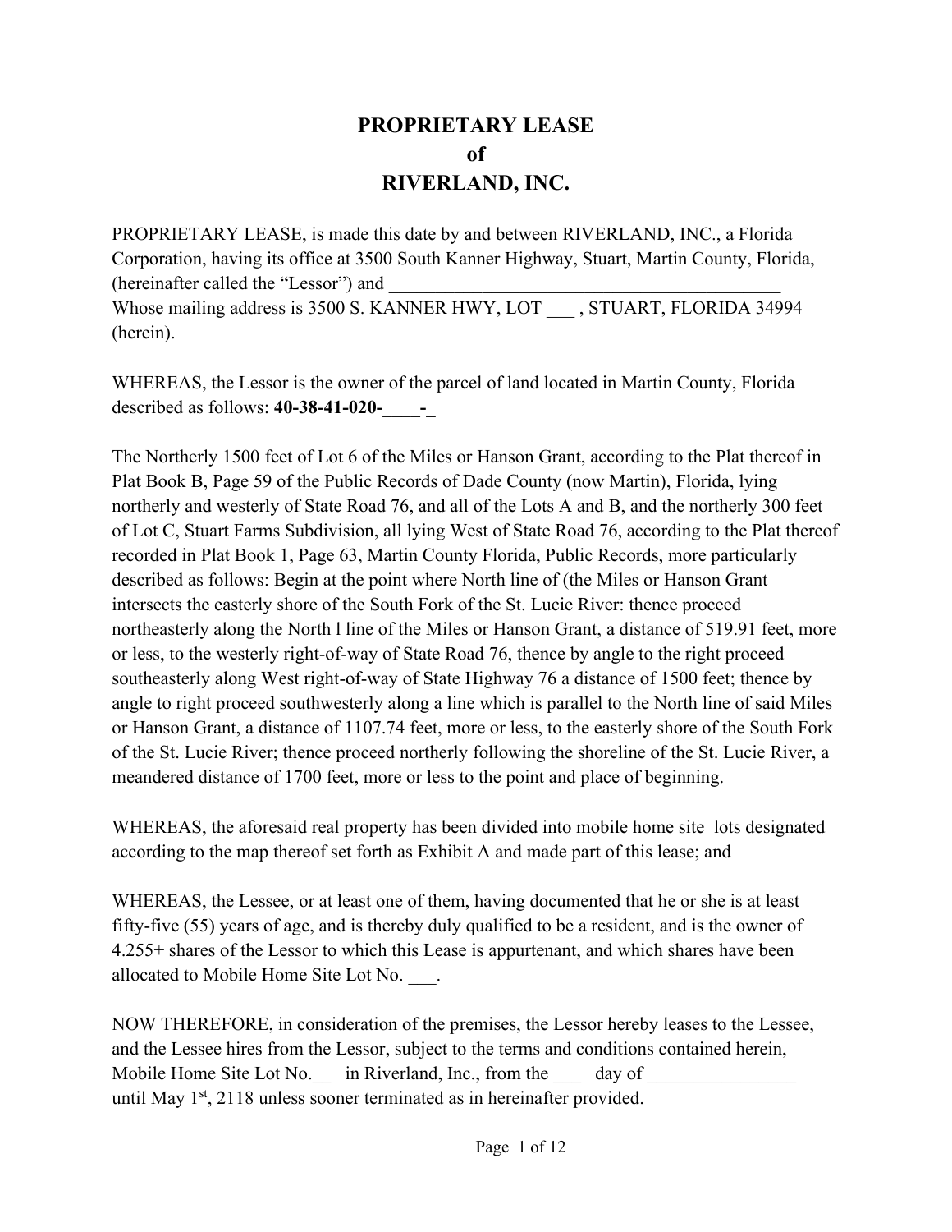# PROPRIETARY LEASE
# of
# RIVERLAND, INC.

PROPRIETARY LEASE, is made this date by and between RIVERLAND, INC., a Florida Corporation, having its office at 3500 South Kanner Highway, Stuart, Martin County, Florida, (hereinafter called the "Lessor") and ___________________________________________
Whose mailing address is 3500 S. KANNER HWY, LOT ___ , STUART, FLORIDA 34994 (herein).

WHEREAS, the Lessor is the owner of the parcel of land located in Martin County, Florida described as follows: **40-38-41-020-____-_**

The Northerly 1500 feet of Lot 6 of the Miles or Hanson Grant, according to the Plat thereof in Plat Book B, Page 59 of the Public Records of Dade County (now Martin), Florida, lying northerly and westerly of State Road 76, and all of the Lots A and B, and the northerly 300 feet of Lot C, Stuart Farms Subdivision, all lying West of State Road 76, according to the Plat thereof recorded in Plat Book 1, Page 63, Martin County Florida, Public Records, more particularly described as follows: Begin at the point where North line of (the Miles or Hanson Grant intersects the easterly shore of the South Fork of the St. Lucie River: thence proceed northeasterly along the North l line of the Miles or Hanson Grant, a distance of 519.91 feet, more or less, to the westerly right-of-way of State Road 76, thence by angle to the right proceed southeasterly along West right-of-way of State Highway 76 a distance of 1500 feet; thence by angle to right proceed southwesterly along a line which is parallel to the North line of said Miles or Hanson Grant, a distance of 1107.74 feet, more or less, to the easterly shore of the South Fork of the St. Lucie River; thence proceed northerly following the shoreline of the St. Lucie River, a meandered distance of 1700 feet, more or less to the point and place of beginning.

WHEREAS, the aforesaid real property has been divided into mobile home site lots designated according to the map thereof set forth as Exhibit A and made part of this lease; and

WHEREAS, the Lessee, or at least one of them, having documented that he or she is at least fifty-five (55) years of age, and is thereby duly qualified to be a resident, and is the owner of 4.255+ shares of the Lessor to which this Lease is appurtenant, and which shares have been allocated to Mobile Home Site Lot No. ___.

NOW THEREFORE, in consideration of the premises, the Lessor hereby leases to the Lessee, and the Lessee hires from the Lessor, subject to the terms and conditions contained herein, Mobile Home Site Lot No.__ in Riverland, Inc., from the ___ day of ________________ until May 1st, 2118 unless sooner terminated as in hereinafter provided.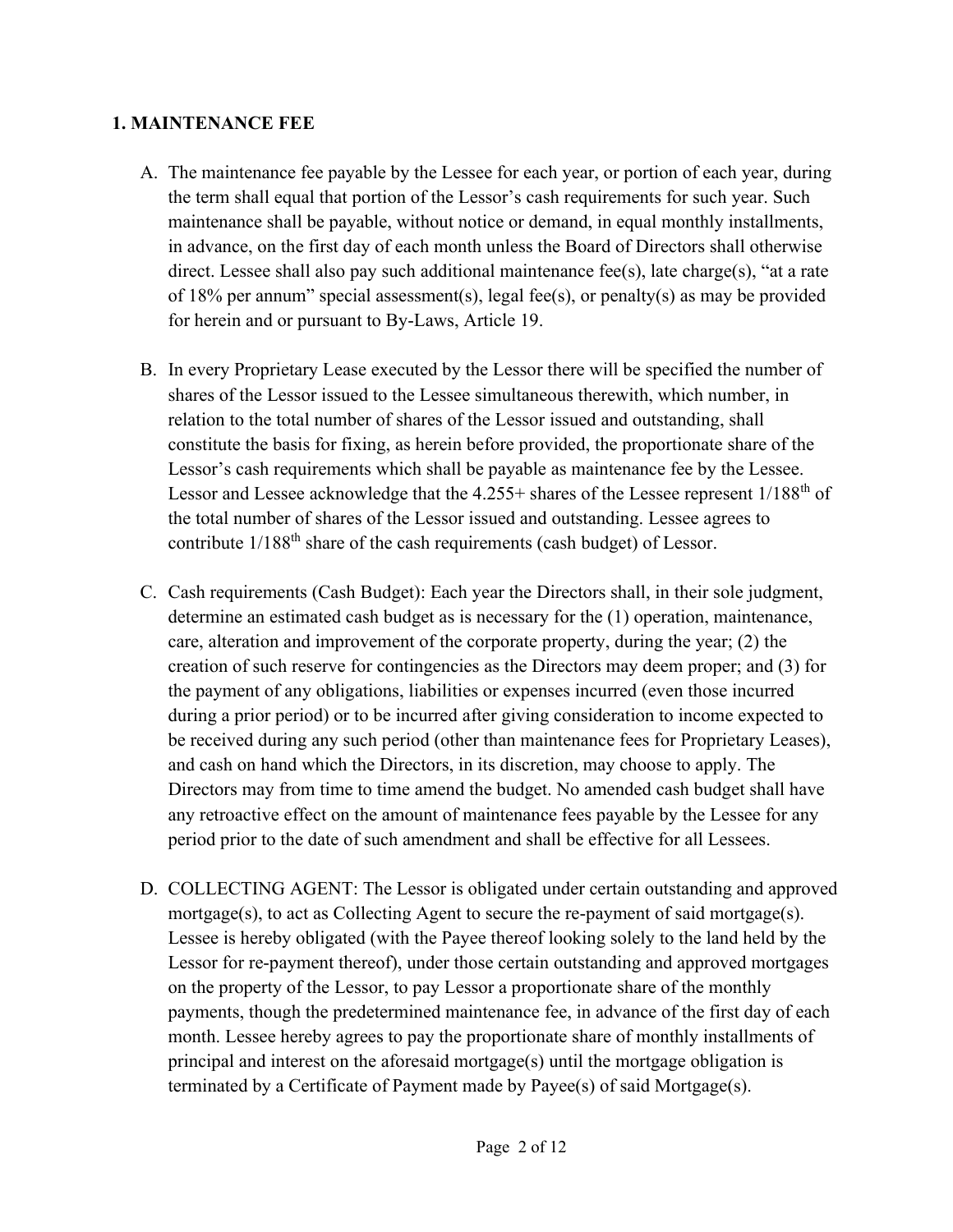## 1. MAINTENANCE FEE

A. The maintenance fee payable by the Lessee for each year, or portion of each year, during the term shall equal that portion of the Lessor's cash requirements for such year. Such maintenance shall be payable, without notice or demand, in equal monthly installments, in advance, on the first day of each month unless the Board of Directors shall otherwise direct. Lessee shall also pay such additional maintenance fee(s), late charge(s), "at a rate of 18% per annum" special assessment(s), legal fee(s), or penalty(s) as may be provided for herein and or pursuant to By-Laws, Article 19.

B. In every Proprietary Lease executed by the Lessor there will be specified the number of shares of the Lessor issued to the Lessee simultaneous therewith, which number, in relation to the total number of shares of the Lessor issued and outstanding, shall constitute the basis for fixing, as herein before provided, the proportionate share of the Lessor's cash requirements which shall be payable as maintenance fee by the Lessee. Lessor and Lessee acknowledge that the 4.255+ shares of the Lessee represent 1/188th of the total number of shares of the Lessor issued and outstanding. Lessee agrees to contribute 1/188th share of the cash requirements (cash budget) of Lessor.

C. Cash requirements (Cash Budget): Each year the Directors shall, in their sole judgment, determine an estimated cash budget as is necessary for the (1) operation, maintenance, care, alteration and improvement of the corporate property, during the year; (2) the creation of such reserve for contingencies as the Directors may deem proper; and (3) for the payment of any obligations, liabilities or expenses incurred (even those incurred during a prior period) or to be incurred after giving consideration to income expected to be received during any such period (other than maintenance fees for Proprietary Leases), and cash on hand which the Directors, in its discretion, may choose to apply. The Directors may from time to time amend the budget. No amended cash budget shall have any retroactive effect on the amount of maintenance fees payable by the Lessee for any period prior to the date of such amendment and shall be effective for all Lessees.

D. COLLECTING AGENT: The Lessor is obligated under certain outstanding and approved mortgage(s), to act as Collecting Agent to secure the re-payment of said mortgage(s). Lessee is hereby obligated (with the Payee thereof looking solely to the land held by the Lessor for re-payment thereof), under those certain outstanding and approved mortgages on the property of the Lessor, to pay Lessor a proportionate share of the monthly payments, though the predetermined maintenance fee, in advance of the first day of each month. Lessee hereby agrees to pay the proportionate share of monthly installments of principal and interest on the aforesaid mortgage(s) until the mortgage obligation is terminated by a Certificate of Payment made by Payee(s) of said Mortgage(s).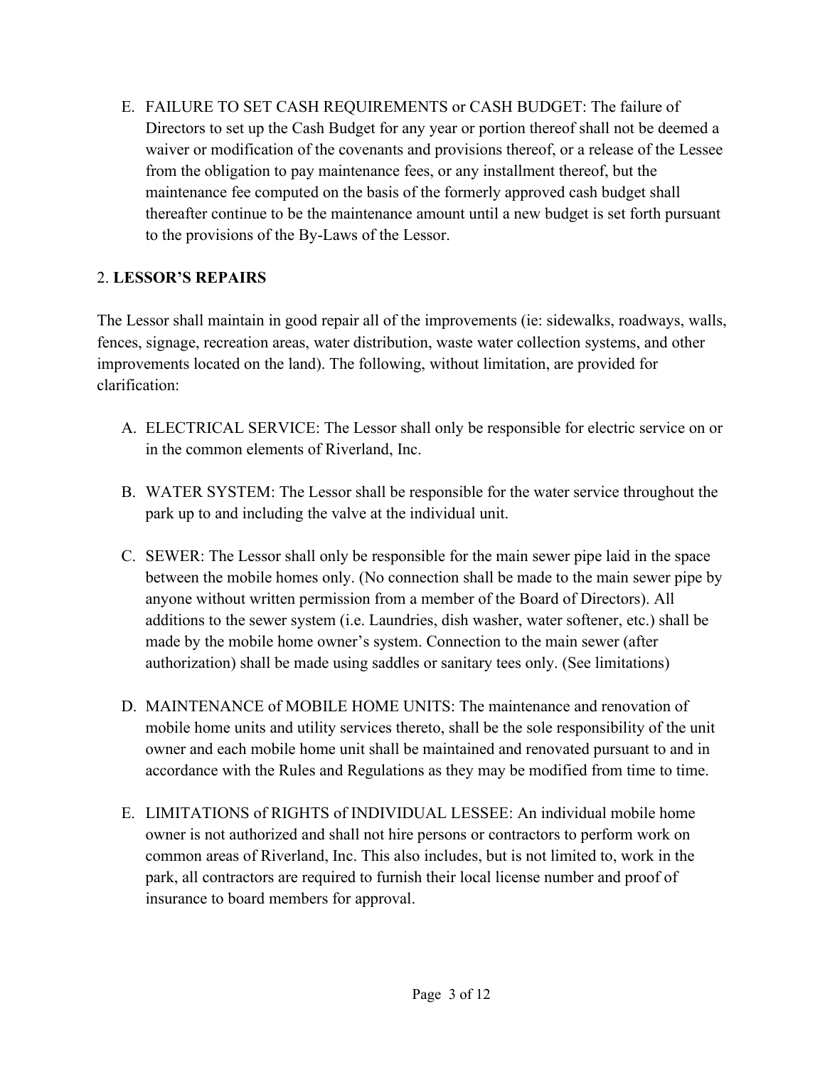E. FAILURE TO SET CASH REQUIREMENTS or CASH BUDGET: The failure of Directors to set up the Cash Budget for any year or portion thereof shall not be deemed a waiver or modification of the covenants and provisions thereof, or a release of the Lessee from the obligation to pay maintenance fees, or any installment thereof, but the maintenance fee computed on the basis of the formerly approved cash budget shall thereafter continue to be the maintenance amount until a new budget is set forth pursuant to the provisions of the By-Laws of the Lessor.

## 2. **LESSOR'S REPAIRS**

The Lessor shall maintain in good repair all of the improvements (ie: sidewalks, roadways, walls, fences, signage, recreation areas, water distribution, waste water collection systems, and other improvements located on the land). The following, without limitation, are provided for clarification:

A. ELECTRICAL SERVICE: The Lessor shall only be responsible for electric service on or in the common elements of Riverland, Inc.

B. WATER SYSTEM: The Lessor shall be responsible for the water service throughout the park up to and including the valve at the individual unit.

C. SEWER: The Lessor shall only be responsible for the main sewer pipe laid in the space between the mobile homes only. (No connection shall be made to the main sewer pipe by anyone without written permission from a member of the Board of Directors). All additions to the sewer system (i.e. Laundries, dish washer, water softener, etc.) shall be made by the mobile home owner's system. Connection to the main sewer (after authorization) shall be made using saddles or sanitary tees only. (See limitations)

D. MAINTENANCE of MOBILE HOME UNITS: The maintenance and renovation of mobile home units and utility services thereto, shall be the sole responsibility of the unit owner and each mobile home unit shall be maintained and renovated pursuant to and in accordance with the Rules and Regulations as they may be modified from time to time.

E. LIMITATIONS of RIGHTS of INDIVIDUAL LESSEE: An individual mobile home owner is not authorized and shall not hire persons or contractors to perform work on common areas of Riverland, Inc. This also includes, but is not limited to, work in the park, all contractors are required to furnish their local license number and proof of insurance to board members for approval.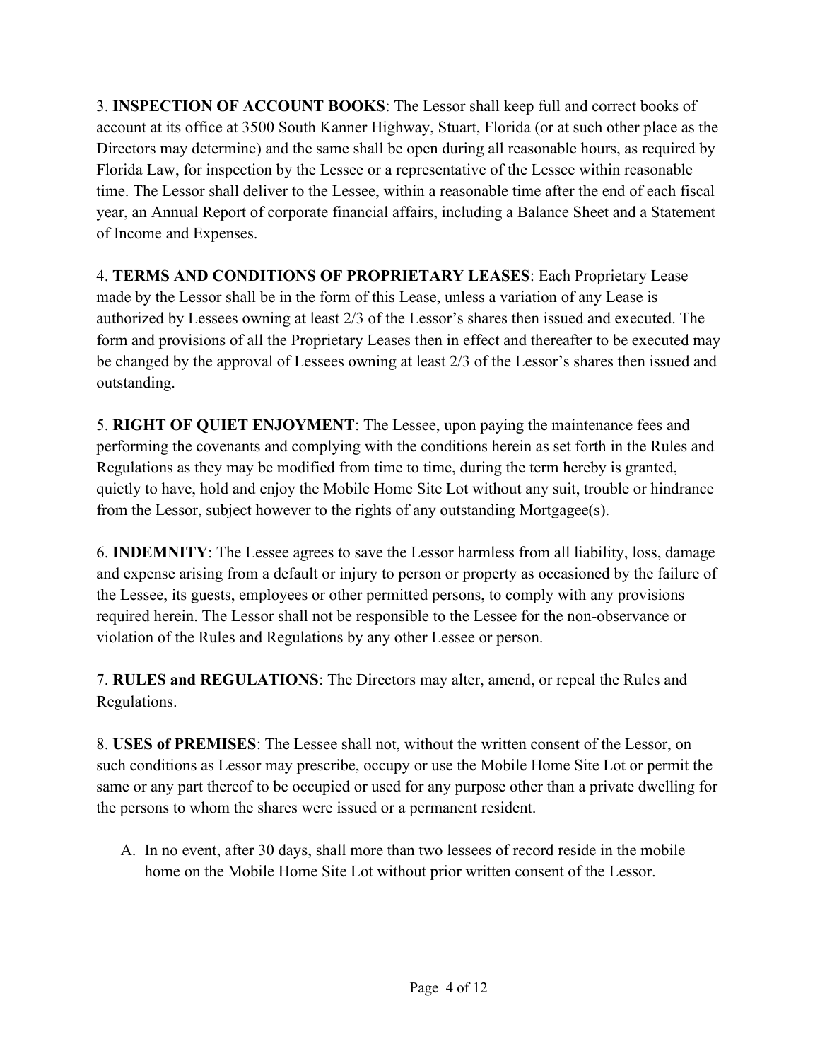3. **INSPECTION OF ACCOUNT BOOKS**: The Lessor shall keep full and correct books of account at its office at 3500 South Kanner Highway, Stuart, Florida (or at such other place as the Directors may determine) and the same shall be open during all reasonable hours, as required by Florida Law, for inspection by the Lessee or a representative of the Lessee within reasonable time. The Lessor shall deliver to the Lessee, within a reasonable time after the end of each fiscal year, an Annual Report of corporate financial affairs, including a Balance Sheet and a Statement of Income and Expenses.

4. **TERMS AND CONDITIONS OF PROPRIETARY LEASES**: Each Proprietary Lease made by the Lessor shall be in the form of this Lease, unless a variation of any Lease is authorized by Lessees owning at least 2/3 of the Lessor's shares then issued and executed. The form and provisions of all the Proprietary Leases then in effect and thereafter to be executed may be changed by the approval of Lessees owning at least 2/3 of the Lessor's shares then issued and outstanding.

5. **RIGHT OF QUIET ENJOYMENT**: The Lessee, upon paying the maintenance fees and performing the covenants and complying with the conditions herein as set forth in the Rules and Regulations as they may be modified from time to time, during the term hereby is granted, quietly to have, hold and enjoy the Mobile Home Site Lot without any suit, trouble or hindrance from the Lessor, subject however to the rights of any outstanding Mortgagee(s).

6. **INDEMNITY**: The Lessee agrees to save the Lessor harmless from all liability, loss, damage and expense arising from a default or injury to person or property as occasioned by the failure of the Lessee, its guests, employees or other permitted persons, to comply with any provisions required herein. The Lessor shall not be responsible to the Lessee for the non-observance or violation of the Rules and Regulations by any other Lessee or person.

7. **RULES and REGULATIONS**: The Directors may alter, amend, or repeal the Rules and Regulations.

8. **USES of PREMISES**: The Lessee shall not, without the written consent of the Lessor, on such conditions as Lessor may prescribe, occupy or use the Mobile Home Site Lot or permit the same or any part thereof to be occupied or used for any purpose other than a private dwelling for the persons to whom the shares were issued or a permanent resident.

A. In no event, after 30 days, shall more than two lessees of record reside in the mobile home on the Mobile Home Site Lot without prior written consent of the Lessor.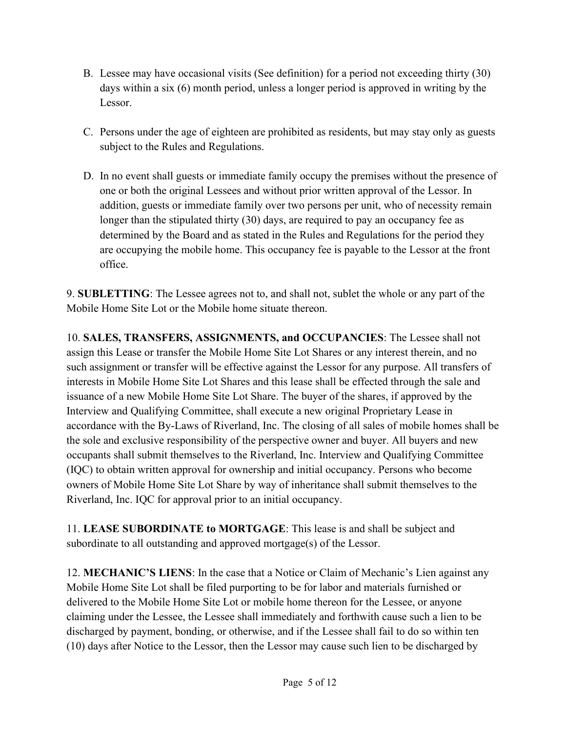B. Lessee may have occasional visits (See definition) for a period not exceeding thirty (30) days within a six (6) month period, unless a longer period is approved in writing by the Lessor.

C. Persons under the age of eighteen are prohibited as residents, but may stay only as guests subject to the Rules and Regulations.

D. In no event shall guests or immediate family occupy the premises without the presence of one or both the original Lessees and without prior written approval of the Lessor. In addition, guests or immediate family over two persons per unit, who of necessity remain longer than the stipulated thirty (30) days, are required to pay an occupancy fee as determined by the Board and as stated in the Rules and Regulations for the period they are occupying the mobile home. This occupancy fee is payable to the Lessor at the front office.

9. **SUBLETTING**: The Lessee agrees not to, and shall not, sublet the whole or any part of the Mobile Home Site Lot or the Mobile home situate thereon.

10. **SALES, TRANSFERS, ASSIGNMENTS, and OCCUPANCIES**: The Lessee shall not assign this Lease or transfer the Mobile Home Site Lot Shares or any interest therein, and no such assignment or transfer will be effective against the Lessor for any purpose. All transfers of interests in Mobile Home Site Lot Shares and this lease shall be effected through the sale and issuance of a new Mobile Home Site Lot Share. The buyer of the shares, if approved by the Interview and Qualifying Committee, shall execute a new original Proprietary Lease in accordance with the By-Laws of Riverland, Inc. The closing of all sales of mobile homes shall be the sole and exclusive responsibility of the perspective owner and buyer. All buyers and new occupants shall submit themselves to the Riverland, Inc. Interview and Qualifying Committee (IQC) to obtain written approval for ownership and initial occupancy. Persons who become owners of Mobile Home Site Lot Share by way of inheritance shall submit themselves to the Riverland, Inc. IQC for approval prior to an initial occupancy.

11. **LEASE SUBORDINATE to MORTGAGE**: This lease is and shall be subject and subordinate to all outstanding and approved mortgage(s) of the Lessor.

12. **MECHANIC'S LIENS**: In the case that a Notice or Claim of Mechanic's Lien against any Mobile Home Site Lot shall be filed purporting to be for labor and materials furnished or delivered to the Mobile Home Site Lot or mobile home thereon for the Lessee, or anyone claiming under the Lessee, the Lessee shall immediately and forthwith cause such a lien to be discharged by payment, bonding, or otherwise, and if the Lessee shall fail to do so within ten (10) days after Notice to the Lessor, then the Lessor may cause such lien to be discharged by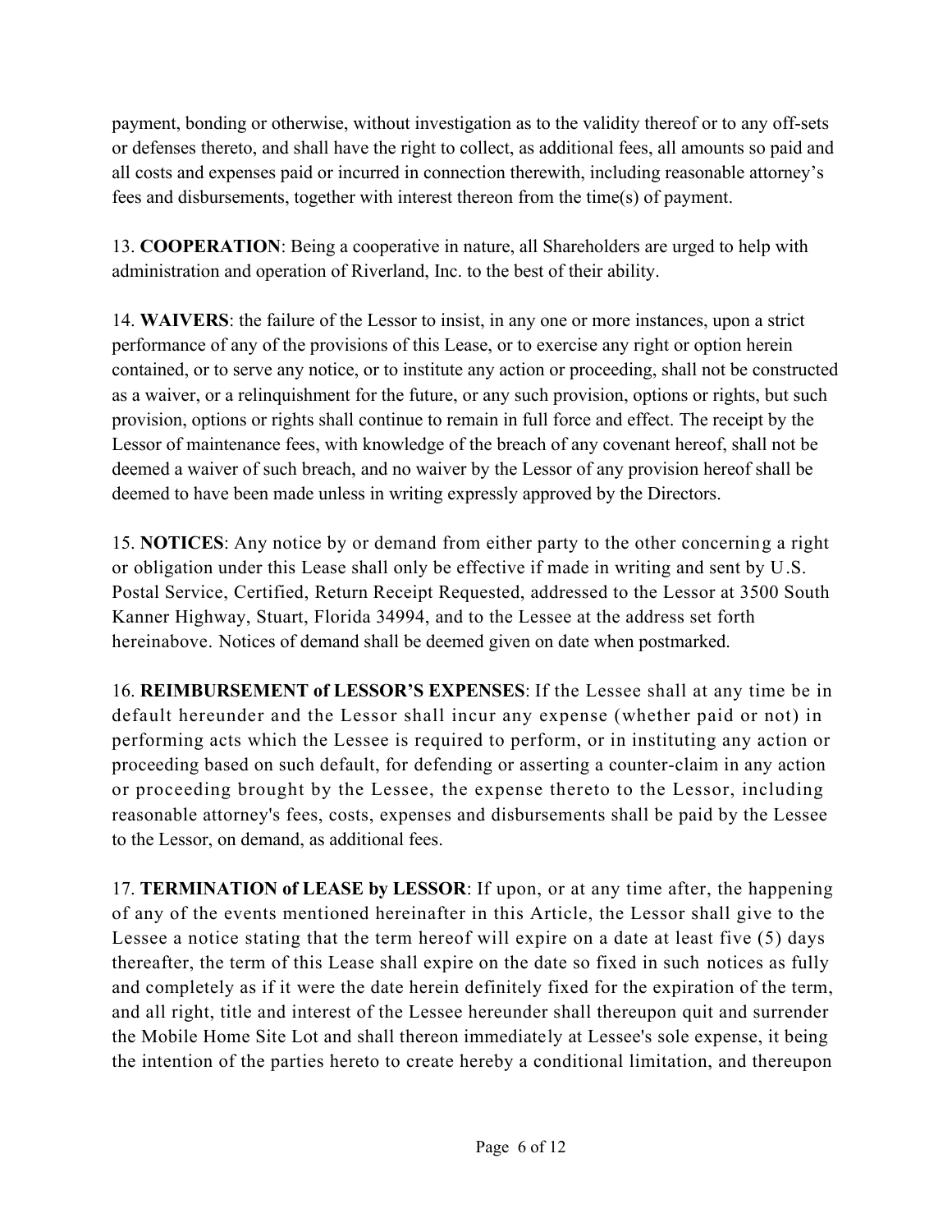payment, bonding or otherwise, without investigation as to the validity thereof or to any off-sets or defenses thereto, and shall have the right to collect, as additional fees, all amounts so paid and all costs and expenses paid or incurred in connection therewith, including reasonable attorney's fees and disbursements, together with interest thereon from the time(s) of payment.

13. **COOPERATION**: Being a cooperative in nature, all Shareholders are urged to help with administration and operation of Riverland, Inc. to the best of their ability.

14. **WAIVERS**: the failure of the Lessor to insist, in any one or more instances, upon a strict performance of any of the provisions of this Lease, or to exercise any right or option herein contained, or to serve any notice, or to institute any action or proceeding, shall not be constructed as a waiver, or a relinquishment for the future, or any such provision, options or rights, but such provision, options or rights shall continue to remain in full force and effect. The receipt by the Lessor of maintenance fees, with knowledge of the breach of any covenant hereof, shall not be deemed a waiver of such breach, and no waiver by the Lessor of any provision hereof shall be deemed to have been made unless in writing expressly approved by the Directors.

15. **NOTICES**: Any notice by or demand from either party to the other concerning a right or obligation under this Lease shall only be effective if made in writing and sent by U.S. Postal Service, Certified, Return Receipt Requested, addressed to the Lessor at 3500 South Kanner Highway, Stuart, Florida 34994, and to the Lessee at the address set forth hereinabove. Notices of demand shall be deemed given on date when postmarked.

16. **REIMBURSEMENT of LESSOR'S EXPENSES**: If the Lessee shall at any time be in default hereunder and the Lessor shall incur any expense (whether paid or not) in performing acts which the Lessee is required to perform, or in instituting any action or proceeding based on such default, for defending or asserting a counter-claim in any action or proceeding brought by the Lessee, the expense thereto to the Lessor, including reasonable attorney's fees, costs, expenses and disbursements shall be paid by the Lessee to the Lessor, on demand, as additional fees.

17. **TERMINATION of LEASE by LESSOR**: If upon, or at any time after, the happening of any of the events mentioned hereinafter in this Article, the Lessor shall give to the Lessee a notice stating that the term hereof will expire on a date at least five (5) days thereafter, the term of this Lease shall expire on the date so fixed in such notices as fully and completely as if it were the date herein definitely fixed for the expiration of the term, and all right, title and interest of the Lessee hereunder shall thereupon quit and surrender the Mobile Home Site Lot and shall thereon immediately at Lessee's sole expense, it being the intention of the parties hereto to create hereby a conditional limitation, and thereupon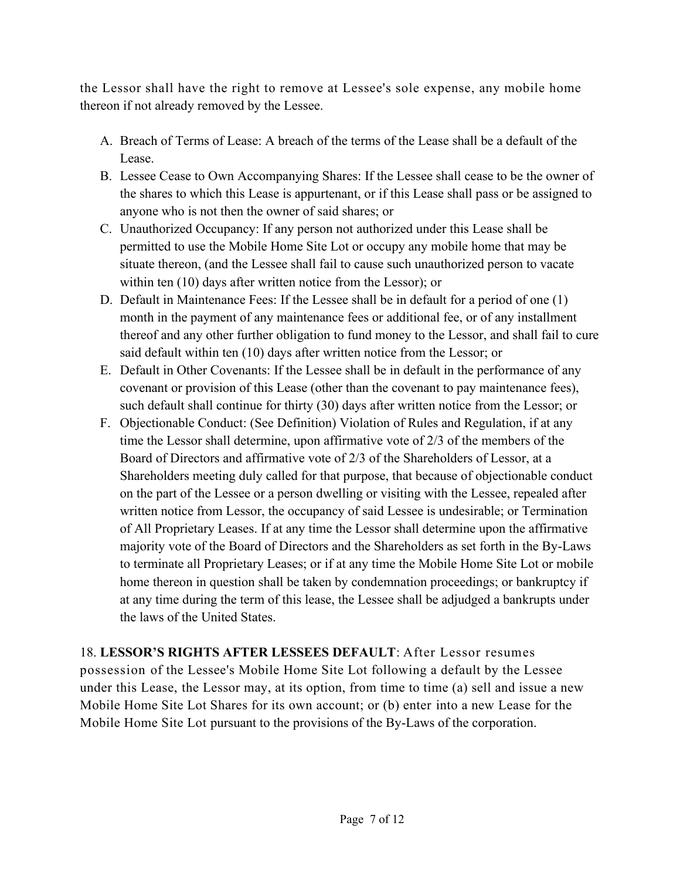the Lessor shall have the right to remove at Lessee's sole expense, any mobile home thereon if not already removed by the Lessee.

A. Breach of Terms of Lease: A breach of the terms of the Lease shall be a default of the Lease.
B. Lessee Cease to Own Accompanying Shares: If the Lessee shall cease to be the owner of the shares to which this Lease is appurtenant, or if this Lease shall pass or be assigned to anyone who is not then the owner of said shares; or
C. Unauthorized Occupancy: If any person not authorized under this Lease shall be permitted to use the Mobile Home Site Lot or occupy any mobile home that may be situate thereon, (and the Lessee shall fail to cause such unauthorized person to vacate within ten (10) days after written notice from the Lessor); or
D. Default in Maintenance Fees: If the Lessee shall be in default for a period of one (1) month in the payment of any maintenance fees or additional fee, or of any installment thereof and any other further obligation to fund money to the Lessor, and shall fail to cure said default within ten (10) days after written notice from the Lessor; or
E. Default in Other Covenants: If the Lessee shall be in default in the performance of any covenant or provision of this Lease (other than the covenant to pay maintenance fees), such default shall continue for thirty (30) days after written notice from the Lessor; or
F. Objectionable Conduct: (See Definition) Violation of Rules and Regulation, if at any time the Lessor shall determine, upon affirmative vote of 2/3 of the members of the Board of Directors and affirmative vote of 2/3 of the Shareholders of Lessor, at a Shareholders meeting duly called for that purpose, that because of objectionable conduct on the part of the Lessee or a person dwelling or visiting with the Lessee, repealed after written notice from Lessor, the occupancy of said Lessee is undesirable; or Termination of All Proprietary Leases. If at any time the Lessor shall determine upon the affirmative majority vote of the Board of Directors and the Shareholders as set forth in the By-Laws to terminate all Proprietary Leases; or if at any time the Mobile Home Site Lot or mobile home thereon in question shall be taken by condemnation proceedings; or bankruptcy if at any time during the term of this lease, the Lessee shall be adjudged a bankrupts under the laws of the United States.

18. **LESSOR'S RIGHTS AFTER LESSEES DEFAULT**: After Lessor resumes possession of the Lessee's Mobile Home Site Lot following a default by the Lessee under this Lease, the Lessor may, at its option, from time to time (a) sell and issue a new Mobile Home Site Lot Shares for its own account; or (b) enter into a new Lease for the Mobile Home Site Lot pursuant to the provisions of the By-Laws of the corporation.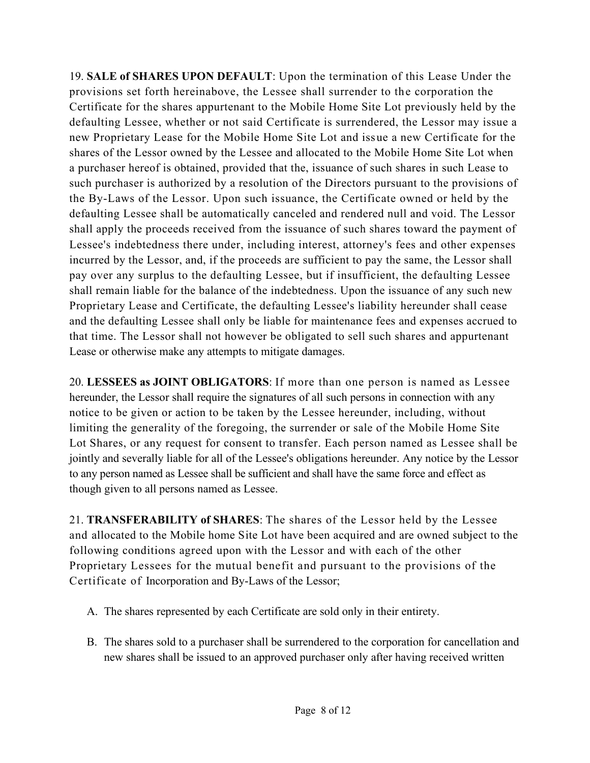19. **SALE of SHARES UPON DEFAULT**: Upon the termination of this Lease Under the provisions set forth hereinabove, the Lessee shall surrender to the corporation the Certificate for the shares appurtenant to the Mobile Home Site Lot previously held by the defaulting Lessee, whether or not said Certificate is surrendered, the Lessor may issue a new Proprietary Lease for the Mobile Home Site Lot and issue a new Certificate for the shares of the Lessor owned by the Lessee and allocated to the Mobile Home Site Lot when a purchaser hereof is obtained, provided that the, issuance of such shares in such Lease to such purchaser is authorized by a resolution of the Directors pursuant to the provisions of the By-Laws of the Lessor. Upon such issuance, the Certificate owned or held by the defaulting Lessee shall be automatically canceled and rendered null and void. The Lessor shall apply the proceeds received from the issuance of such shares toward the payment of Lessee's indebtedness there under, including interest, attorney's fees and other expenses incurred by the Lessor, and, if the proceeds are sufficient to pay the same, the Lessor shall pay over any surplus to the defaulting Lessee, but if insufficient, the defaulting Lessee shall remain liable for the balance of the indebtedness. Upon the issuance of any such new Proprietary Lease and Certificate, the defaulting Lessee's liability hereunder shall cease and the defaulting Lessee shall only be liable for maintenance fees and expenses accrued to that time. The Lessor shall not however be obligated to sell such shares and appurtenant Lease or otherwise make any attempts to mitigate damages.

20. **LESSEES as JOINT OBLIGATORS**: If more than one person is named as Lessee hereunder, the Lessor shall require the signatures of all such persons in connection with any notice to be given or action to be taken by the Lessee hereunder, including, without limiting the generality of the foregoing, the surrender or sale of the Mobile Home Site Lot Shares, or any request for consent to transfer. Each person named as Lessee shall be jointly and severally liable for all of the Lessee's obligations hereunder. Any notice by the Lessor to any person named as Lessee shall be sufficient and shall have the same force and effect as though given to all persons named as Lessee.

21. **TRANSFERABILITY of SHARES**: The shares of the Lessor held by the Lessee and allocated to the Mobile home Site Lot have been acquired and are owned subject to the following conditions agreed upon with the Lessor and with each of the other Proprietary Lessees for the mutual benefit and pursuant to the provisions of the Certificate of Incorporation and By-Laws of the Lessor;

A. The shares represented by each Certificate are sold only in their entirety.

B. The shares sold to a purchaser shall be surrendered to the corporation for cancellation and new shares shall be issued to an approved purchaser only after having received written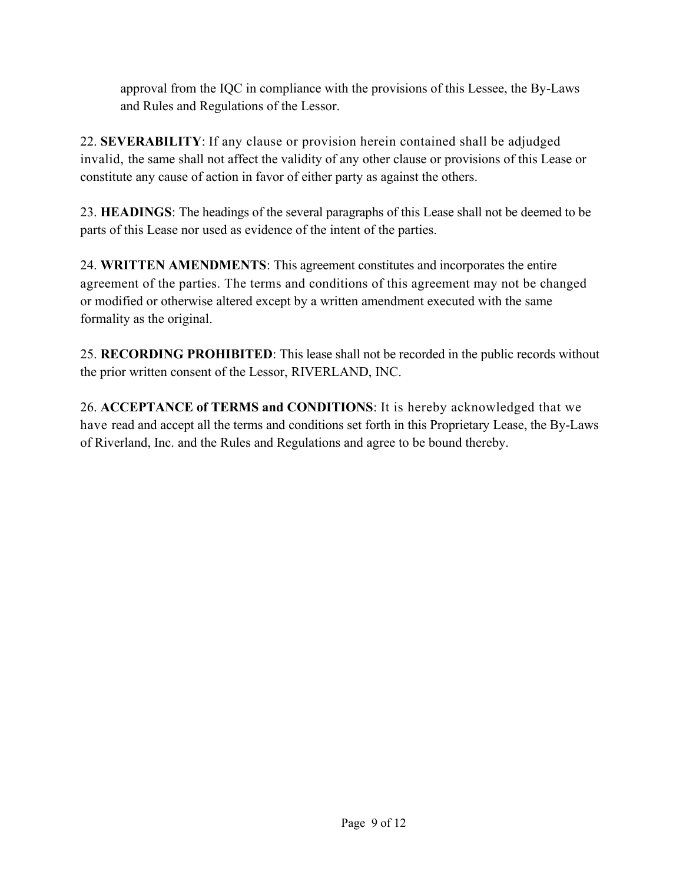approval from the IQC in compliance with the provisions of this Lessee, the By-Laws and Rules and Regulations of the Lessor.

22. **SEVERABILITY**: If any clause or provision herein contained shall be adjudged invalid, the same shall not affect the validity of any other clause or provisions of this Lease or constitute any cause of action in favor of either party as against the others.

23. **HEADINGS**: The headings of the several paragraphs of this Lease shall not be deemed to be parts of this Lease nor used as evidence of the intent of the parties.

24. **WRITTEN AMENDMENTS**: This agreement constitutes and incorporates the entire agreement of the parties. The terms and conditions of this agreement may not be changed or modified or otherwise altered except by a written amendment executed with the same formality as the original.

25. **RECORDING PROHIBITED**: This lease shall not be recorded in the public records without the prior written consent of the Lessor, RIVERLAND, INC.

26. **ACCEPTANCE of TERMS and CONDITIONS**: It is hereby acknowledged that we have read and accept all the terms and conditions set forth in this Proprietary Lease, the By-Laws of Riverland, Inc. and the Rules and Regulations and agree to be bound thereby.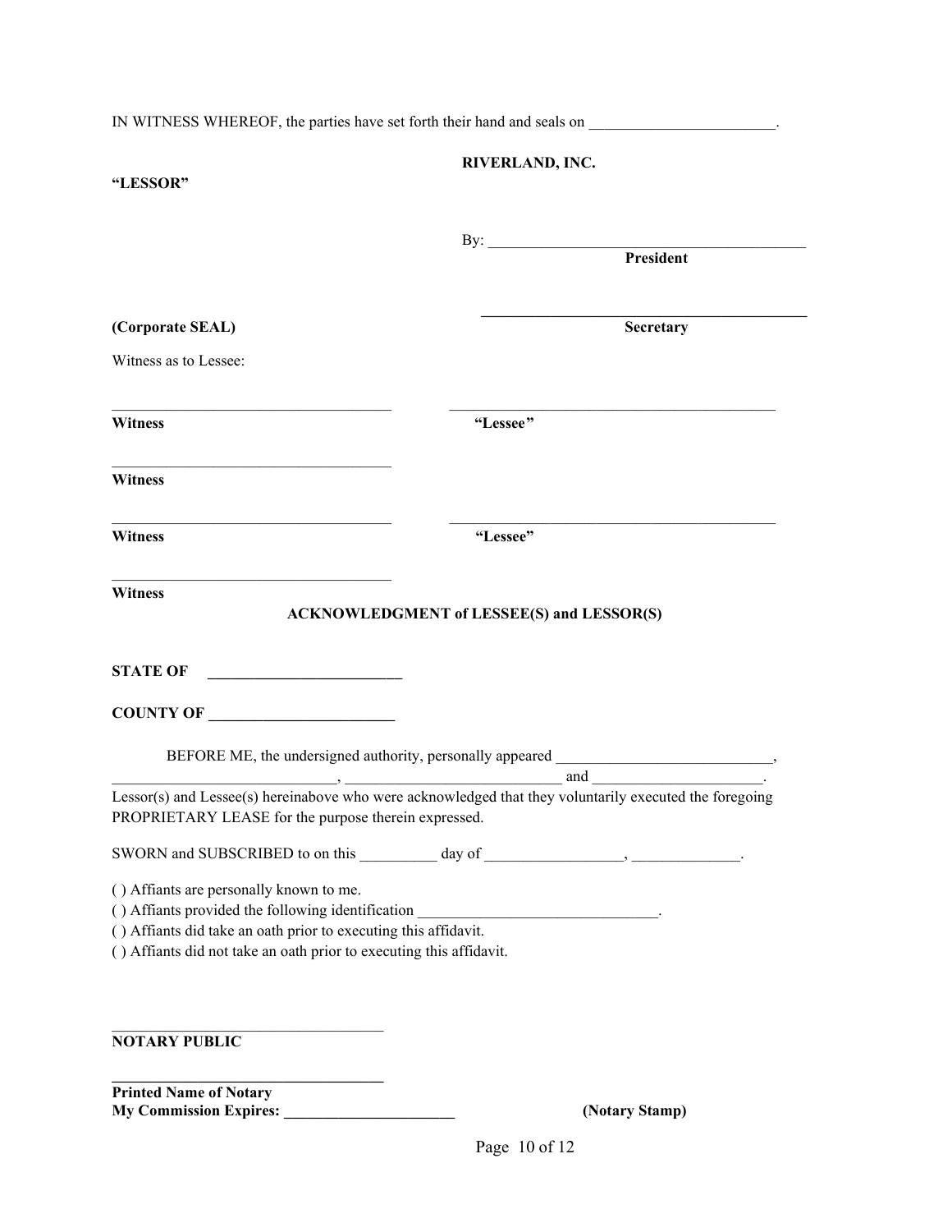IN WITNESS WHEREOF, the parties have set forth their hand and seals on ________________________.

**RIVERLAND, INC.**

**"LESSOR"**

By: ___________________________________________
**President**

___________________________________________
**(Corporate SEAL)** **Secretary**

Witness as to Lessee:

___________________________________ ___________________________________________
**Witness** **"Lessee"**

___________________________________
**Witness**

___________________________________ ___________________________________________
**Witness** **"Lessee"**

___________________________________
**Witness**

**ACKNOWLEDGMENT of LESSEE(S) and LESSOR(S)**

**STATE OF ________________________**

**COUNTY OF ________________________**

BEFORE ME, the undersigned authority, personally appeared ____________________________, _____________________________, ____________________________ and ______________________. Lessor(s) and Lessee(s) hereinabove who were acknowledged that they voluntarily executed the foregoing PROPRIETARY LEASE for the purpose therein expressed.

SWORN and SUBSCRIBED to on this __________ day of __________________, ______________.

( ) Affiants are personally known to me.
( ) Affiants provided the following identification _______________________________.
( ) Affiants did take an oath prior to executing this affidavit.
( ) Affiants did not take an oath prior to executing this affidavit.

___________________________________
**NOTARY PUBLIC**

___________________________________
**Printed Name of Notary**
**My Commission Expires: ______________________** **(Notary Stamp)**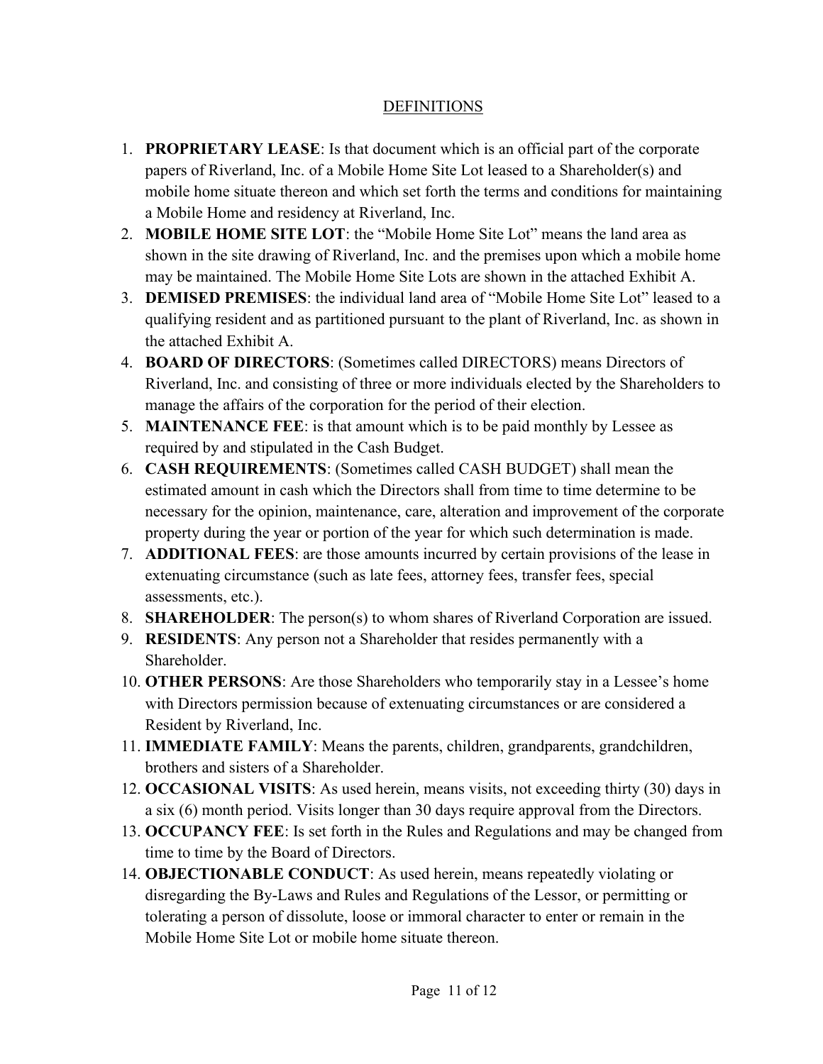## DEFINITIONS

1. **PROPRIETARY LEASE**: Is that document which is an official part of the corporate papers of Riverland, Inc. of a Mobile Home Site Lot leased to a Shareholder(s) and mobile home situate thereon and which set forth the terms and conditions for maintaining a Mobile Home and residency at Riverland, Inc.
2. **MOBILE HOME SITE LOT**: the "Mobile Home Site Lot" means the land area as shown in the site drawing of Riverland, Inc. and the premises upon which a mobile home may be maintained. The Mobile Home Site Lots are shown in the attached Exhibit A.
3. **DEMISED PREMISES**: the individual land area of "Mobile Home Site Lot" leased to a qualifying resident and as partitioned pursuant to the plant of Riverland, Inc. as shown in the attached Exhibit A.
4. **BOARD OF DIRECTORS**: (Sometimes called DIRECTORS) means Directors of Riverland, Inc. and consisting of three or more individuals elected by the Shareholders to manage the affairs of the corporation for the period of their election.
5. **MAINTENANCE FEE**: is that amount which is to be paid monthly by Lessee as required by and stipulated in the Cash Budget.
6. **CASH REQUIREMENTS**: (Sometimes called CASH BUDGET) shall mean the estimated amount in cash which the Directors shall from time to time determine to be necessary for the opinion, maintenance, care, alteration and improvement of the corporate property during the year or portion of the year for which such determination is made.
7. **ADDITIONAL FEES**: are those amounts incurred by certain provisions of the lease in extenuating circumstance (such as late fees, attorney fees, transfer fees, special assessments, etc.).
8. **SHAREHOLDER**: The person(s) to whom shares of Riverland Corporation are issued.
9. **RESIDENTS**: Any person not a Shareholder that resides permanently with a Shareholder.
10. **OTHER PERSONS**: Are those Shareholders who temporarily stay in a Lessee's home with Directors permission because of extenuating circumstances or are considered a Resident by Riverland, Inc.
11. **IMMEDIATE FAMILY**: Means the parents, children, grandparents, grandchildren, brothers and sisters of a Shareholder.
12. **OCCASIONAL VISITS**: As used herein, means visits, not exceeding thirty (30) days in a six (6) month period. Visits longer than 30 days require approval from the Directors.
13. **OCCUPANCY FEE**: Is set forth in the Rules and Regulations and may be changed from time to time by the Board of Directors.
14. **OBJECTIONABLE CONDUCT**: As used herein, means repeatedly violating or disregarding the By-Laws and Rules and Regulations of the Lessor, or permitting or tolerating a person of dissolute, loose or immoral character to enter or remain in the Mobile Home Site Lot or mobile home situate thereon.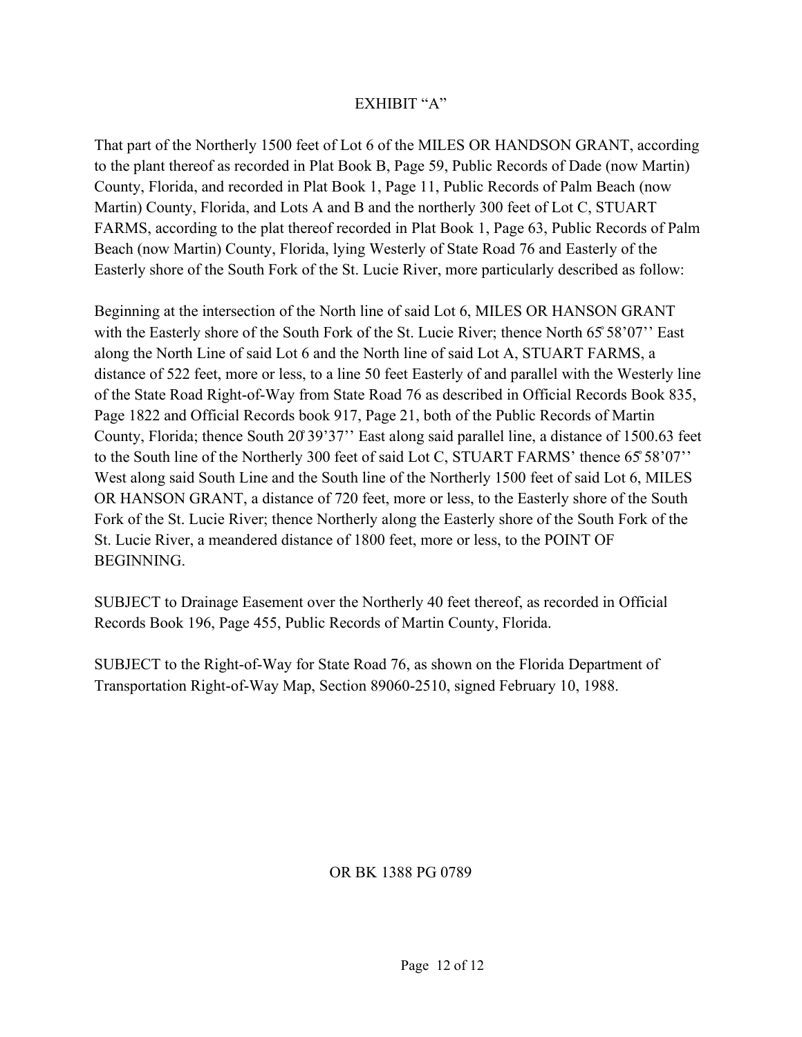EXHIBIT "A"

That part of the Northerly 1500 feet of Lot 6 of the MILES OR HANDSON GRANT, according to the plant thereof as recorded in Plat Book B, Page 59, Public Records of Dade (now Martin) County, Florida, and recorded in Plat Book 1, Page 11, Public Records of Palm Beach (now Martin) County, Florida, and Lots A and B and the northerly 300 feet of Lot C, STUART FARMS, according to the plat thereof recorded in Plat Book 1, Page 63, Public Records of Palm Beach (now Martin) County, Florida, lying Westerly of State Road 76 and Easterly of the Easterly shore of the South Fork of the St. Lucie River, more particularly described as follow:

Beginning at the intersection of the North line of said Lot 6, MILES OR HANSON GRANT with the Easterly shore of the South Fork of the St. Lucie River; thence North 65̊ 58'07'' East along the North Line of said Lot 6 and the North line of said Lot A, STUART FARMS, a distance of 522 feet, more or less, to a line 50 feet Easterly of and parallel with the Westerly line of the State Road Right-of-Way from State Road 76 as described in Official Records Book 835, Page 1822 and Official Records book 917, Page 21, both of the Public Records of Martin County, Florida; thence South 20̊ 39'37'' East along said parallel line, a distance of 1500.63 feet to the South line of the Northerly 300 feet of said Lot C, STUART FARMS' thence 65̊ 58'07'' West along said South Line and the South line of the Northerly 1500 feet of said Lot 6, MILES OR HANSON GRANT, a distance of 720 feet, more or less, to the Easterly shore of the South Fork of the St. Lucie River; thence Northerly along the Easterly shore of the South Fork of the St. Lucie River, a meandered distance of 1800 feet, more or less, to the POINT OF BEGINNING.

SUBJECT to Drainage Easement over the Northerly 40 feet thereof, as recorded in Official Records Book 196, Page 455, Public Records of Martin County, Florida.

SUBJECT to the Right-of-Way for State Road 76, as shown on the Florida Department of Transportation Right-of-Way Map, Section 89060-2510, signed February 10, 1988.

OR BK 1388 PG 0789